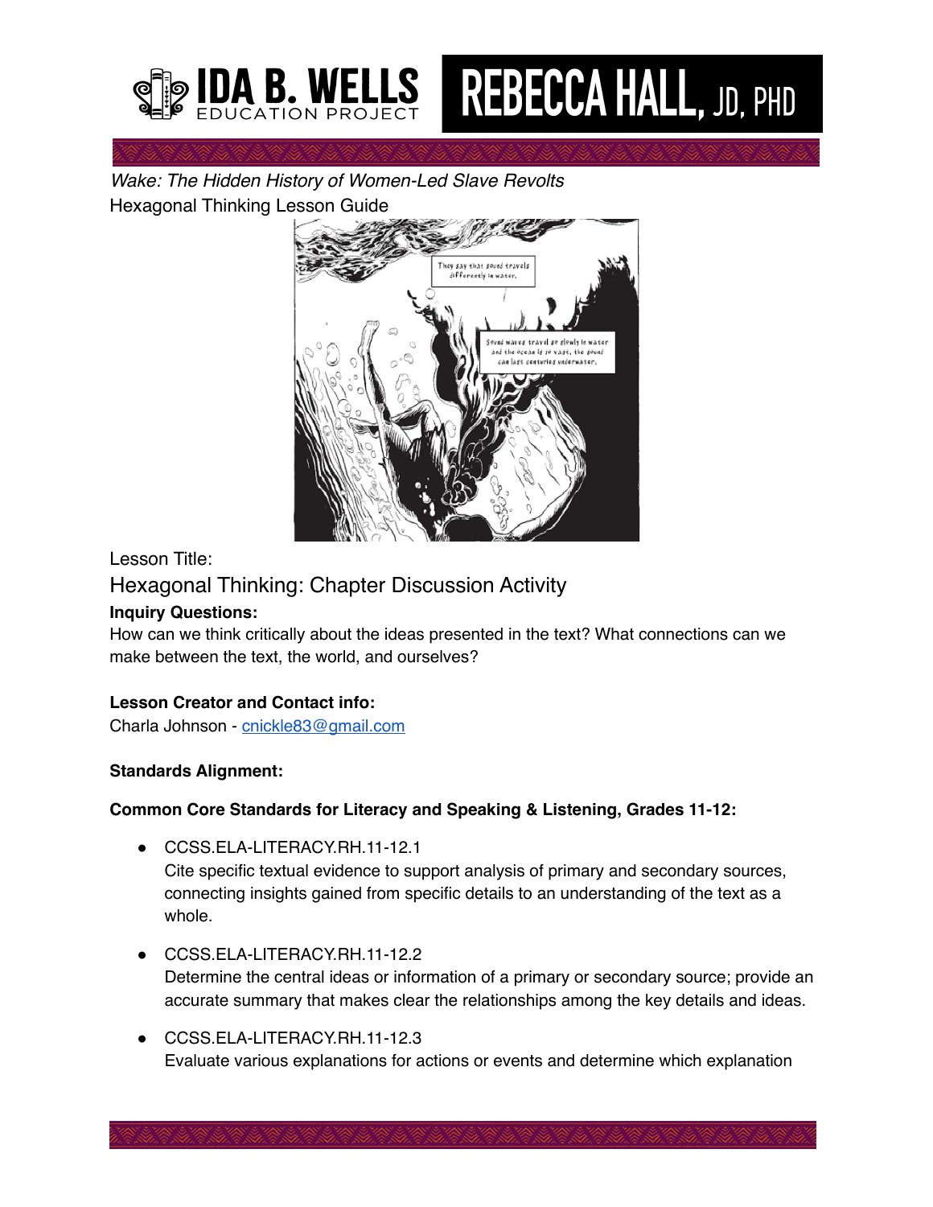IDA B. WELLS EDUCATION PROJECT

REBECCA HALL, JD, PHD

*Wake: The Hidden History of Women-Led Slave Revolts*

Hexagonal Thinking Lesson Guide

Lesson Title:

## Hexagonal Thinking: Chapter Discussion Activity

**Inquiry Questions:**

How can we think critically about the ideas presented in the text? What connections can we make between the text, the world, and ourselves?

**Lesson Creator and Contact info:**

Charla Johnson - cnickle83@gmail.com

**Standards Alignment:**

**Common Core Standards for Literacy and Speaking & Listening, Grades 11-12:**

- CCSS.ELA-LITERACY.RH.11-12.1
  Cite specific textual evidence to support analysis of primary and secondary sources, connecting insights gained from specific details to an understanding of the text as a whole.
- CCSS.ELA-LITERACY.RH.11-12.2
  Determine the central ideas or information of a primary or secondary source; provide an accurate summary that makes clear the relationships among the key details and ideas.
- CCSS.ELA-LITERACY.RH.11-12.3
  Evaluate various explanations for actions or events and determine which explanation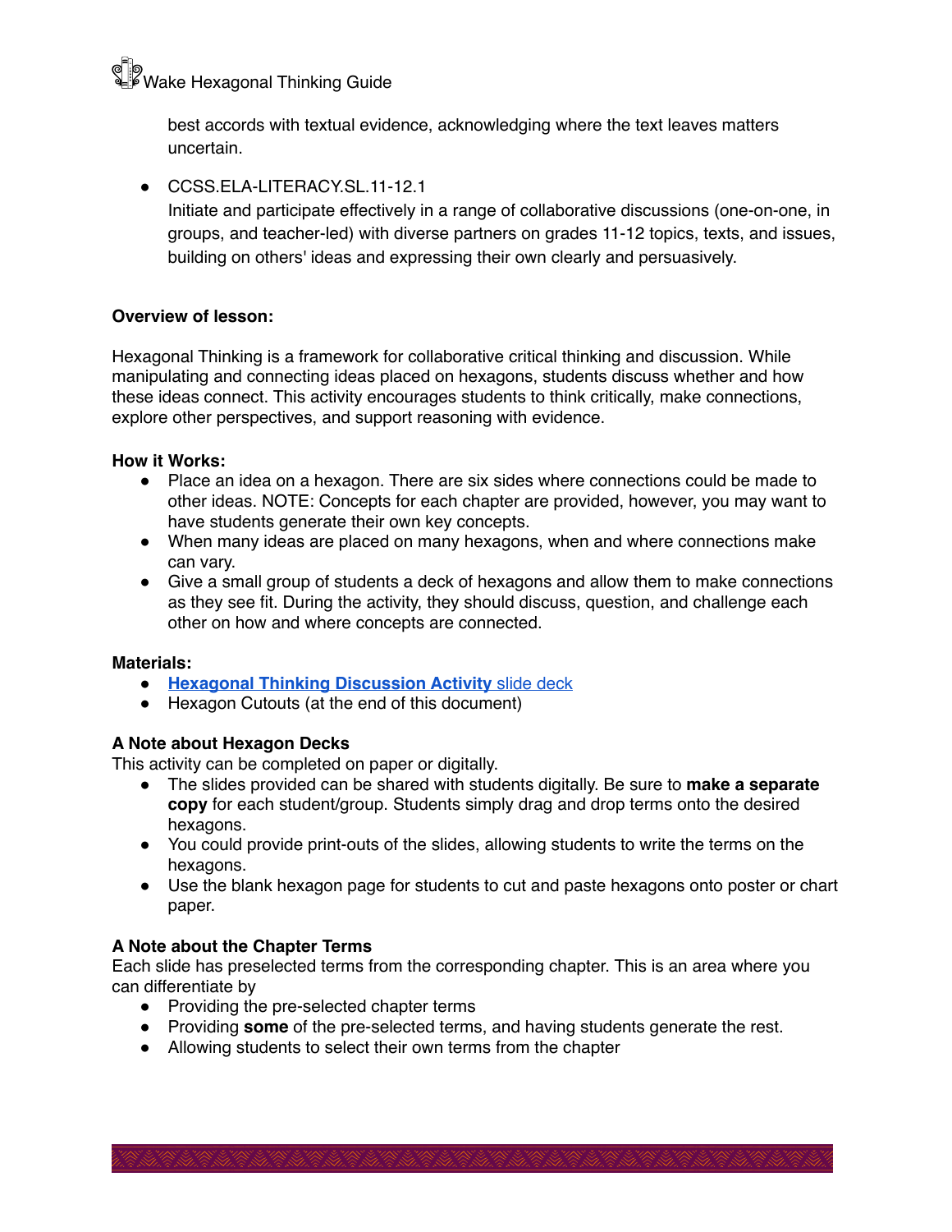best accords with textual evidence, acknowledging where the text leaves matters uncertain.

- CCSS.ELA-LITERACY.SL.11-12.1
  Initiate and participate effectively in a range of collaborative discussions (one-on-one, in groups, and teacher-led) with diverse partners on grades 11-12 topics, texts, and issues, building on others' ideas and expressing their own clearly and persuasively.

**Overview of lesson:**

Hexagonal Thinking is a framework for collaborative critical thinking and discussion. While manipulating and connecting ideas placed on hexagons, students discuss whether and how these ideas connect. This activity encourages students to think critically, make connections, explore other perspectives, and support reasoning with evidence.

**How it Works:**

- Place an idea on a hexagon. There are six sides where connections could be made to other ideas. NOTE: Concepts for each chapter are provided, however, you may want to have students generate their own key concepts.
- When many ideas are placed on many hexagons, when and where connections make can vary.
- Give a small group of students a deck of hexagons and allow them to make connections as they see fit. During the activity, they should discuss, question, and challenge each other on how and where concepts are connected.

**Materials:**

- **Hexagonal Thinking Discussion Activity** slide deck
- Hexagon Cutouts (at the end of this document)

**A Note about Hexagon Decks**

This activity can be completed on paper or digitally.

- The slides provided can be shared with students digitally. Be sure to **make a separate copy** for each student/group. Students simply drag and drop terms onto the desired hexagons.
- You could provide print-outs of the slides, allowing students to write the terms on the hexagons.
- Use the blank hexagon page for students to cut and paste hexagons onto poster or chart paper.

**A Note about the Chapter Terms**

Each slide has preselected terms from the corresponding chapter. This is an area where you can differentiate by

- Providing the pre-selected chapter terms
- Providing **some** of the pre-selected terms, and having students generate the rest.
- Allowing students to select their own terms from the chapter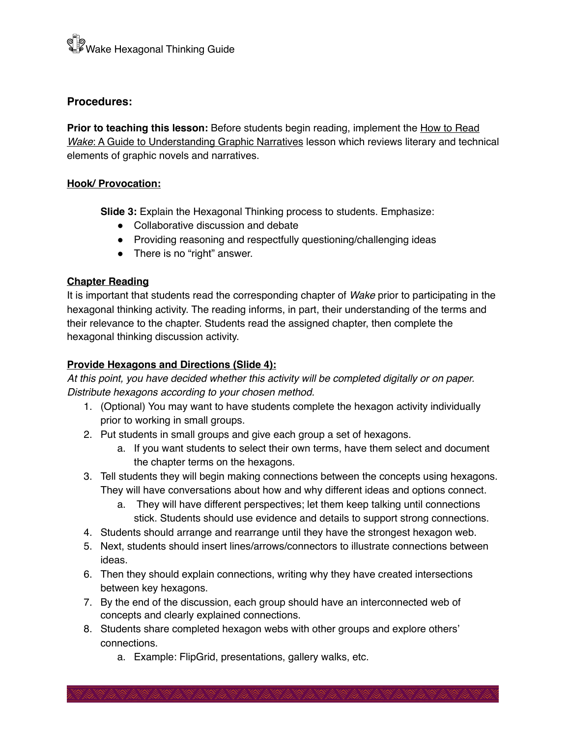## Procedures:

**Prior to teaching this lesson:** Before students begin reading, implement the How to Read *Wake*: A Guide to Understanding Graphic Narratives lesson which reviews literary and technical elements of graphic novels and narratives.

### Hook/ Provocation:

**Slide 3:** Explain the Hexagonal Thinking process to students. Emphasize:

- Collaborative discussion and debate
- Providing reasoning and respectfully questioning/challenging ideas
- There is no "right" answer.

### Chapter Reading

It is important that students read the corresponding chapter of *Wake* prior to participating in the hexagonal thinking activity. The reading informs, in part, their understanding of the terms and their relevance to the chapter. Students read the assigned chapter, then complete the hexagonal thinking discussion activity.

### Provide Hexagons and Directions (Slide 4):

*At this point, you have decided whether this activity will be completed digitally or on paper. Distribute hexagons according to your chosen method.*

1. (Optional) You may want to have students complete the hexagon activity individually prior to working in small groups.
2. Put students in small groups and give each group a set of hexagons.
    a. If you want students to select their own terms, have them select and document the chapter terms on the hexagons.
3. Tell students they will begin making connections between the concepts using hexagons. They will have conversations about how and why different ideas and options connect.
    a. They will have different perspectives; let them keep talking until connections stick. Students should use evidence and details to support strong connections.
4. Students should arrange and rearrange until they have the strongest hexagon web.
5. Next, students should insert lines/arrows/connectors to illustrate connections between ideas.
6. Then they should explain connections, writing why they have created intersections between key hexagons.
7. By the end of the discussion, each group should have an interconnected web of concepts and clearly explained connections.
8. Students share completed hexagon webs with other groups and explore others' connections.
    a. Example: FlipGrid, presentations, gallery walks, etc.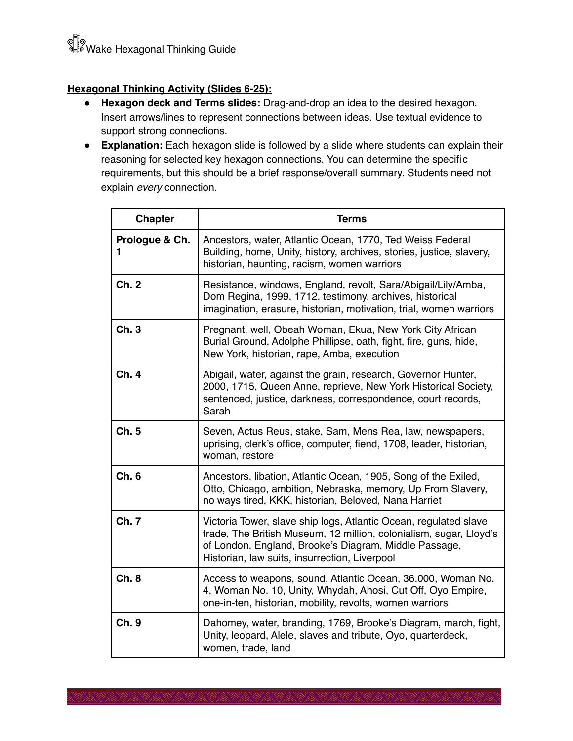## Hexagonal Thinking Activity (Slides 6-25):

- **Hexagon deck and Terms slides:** Drag-and-drop an idea to the desired hexagon. Insert arrows/lines to represent connections between ideas. Use textual evidence to support strong connections.
- **Explanation:** Each hexagon slide is followed by a slide where students can explain their reasoning for selected key hexagon connections. You can determine the specific requirements, but this should be a brief response/overall summary. Students need not explain *every* connection.

| Chapter | Terms |
|---|---|
| Prologue & Ch. 1 | Ancestors, water, Atlantic Ocean, 1770, Ted Weiss Federal Building, home, Unity, history, archives, stories, justice, slavery, historian, haunting, racism, women warriors |
| Ch. 2 | Resistance, windows, England, revolt, Sara/Abigail/Lily/Amba, Dom Regina, 1999, 1712, testimony, archives, historical imagination, erasure, historian, motivation, trial, women warriors |
| Ch. 3 | Pregnant, well, Obeah Woman, Ekua, New York City African Burial Ground, Adolphe Phillipse, oath, fight, fire, guns, hide, New York, historian, rape, Amba, execution |
| Ch. 4 | Abigail, water, against the grain, research, Governor Hunter, 2000, 1715, Queen Anne, reprieve, New York Historical Society, sentenced, justice, darkness, correspondence, court records, Sarah |
| Ch. 5 | Seven, Actus Reus, stake, Sam, Mens Rea, law, newspapers, uprising, clerk's office, computer, fiend, 1708, leader, historian, woman, restore |
| Ch. 6 | Ancestors, libation, Atlantic Ocean, 1905, Song of the Exiled, Otto, Chicago, ambition, Nebraska, memory, Up From Slavery, no ways tired, KKK, historian, Beloved, Nana Harriet |
| Ch. 7 | Victoria Tower, slave ship logs, Atlantic Ocean, regulated slave trade, The British Museum, 12 million, colonialism, sugar, Lloyd's of London, England, Brooke's Diagram, Middle Passage, Historian, law suits, insurrection, Liverpool |
| Ch. 8 | Access to weapons, sound, Atlantic Ocean, 36,000, Woman No. 4, Woman No. 10, Unity, Whydah, Ahosi, Cut Off, Oyo Empire, one-in-ten, historian, mobility, revolts, women warriors |
| Ch. 9 | Dahomey, water, branding, 1769, Brooke's Diagram, march, fight, Unity, leopard, Alele, slaves and tribute, Oyo, quarterdeck, women, trade, land |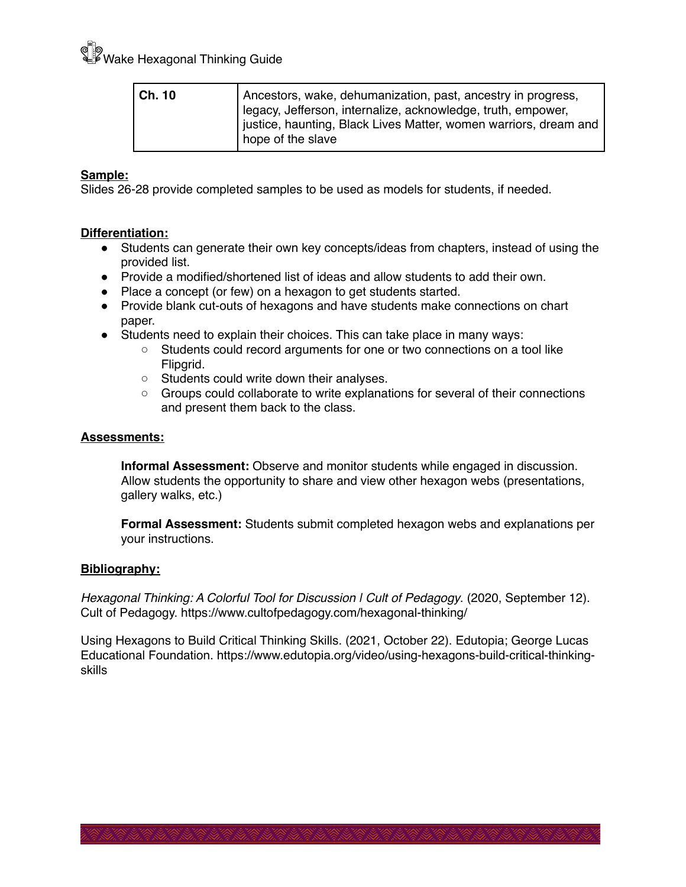| Ch. 10 | Ancestors, wake, dehumanization, past, ancestry in progress, legacy, Jefferson, internalize, acknowledge, truth, empower, justice, haunting, Black Lives Matter, women warriors, dream and hope of the slave |
|---|---|

**Sample:**

Slides 26-28 provide completed samples to be used as models for students, if needed.

**Differentiation:**

- Students can generate their own key concepts/ideas from chapters, instead of using the provided list.
- Provide a modified/shortened list of ideas and allow students to add their own.
- Place a concept (or few) on a hexagon to get students started.
- Provide blank cut-outs of hexagons and have students make connections on chart paper.
- Students need to explain their choices. This can take place in many ways:
  - Students could record arguments for one or two connections on a tool like Flipgrid.
  - Students could write down their analyses.
  - Groups could collaborate to write explanations for several of their connections and present them back to the class.

**Assessments:**

**Informal Assessment:** Observe and monitor students while engaged in discussion. Allow students the opportunity to share and view other hexagon webs (presentations, gallery walks, etc.)

**Formal Assessment:** Students submit completed hexagon webs and explanations per your instructions.

**Bibliography:**

*Hexagonal Thinking: A Colorful Tool for Discussion | Cult of Pedagogy*. (2020, September 12). Cult of Pedagogy. https://www.cultofpedagogy.com/hexagonal-thinking/

Using Hexagons to Build Critical Thinking Skills. (2021, October 22). Edutopia; George Lucas Educational Foundation. https://www.edutopia.org/video/using-hexagons-build-critical-thinking-skills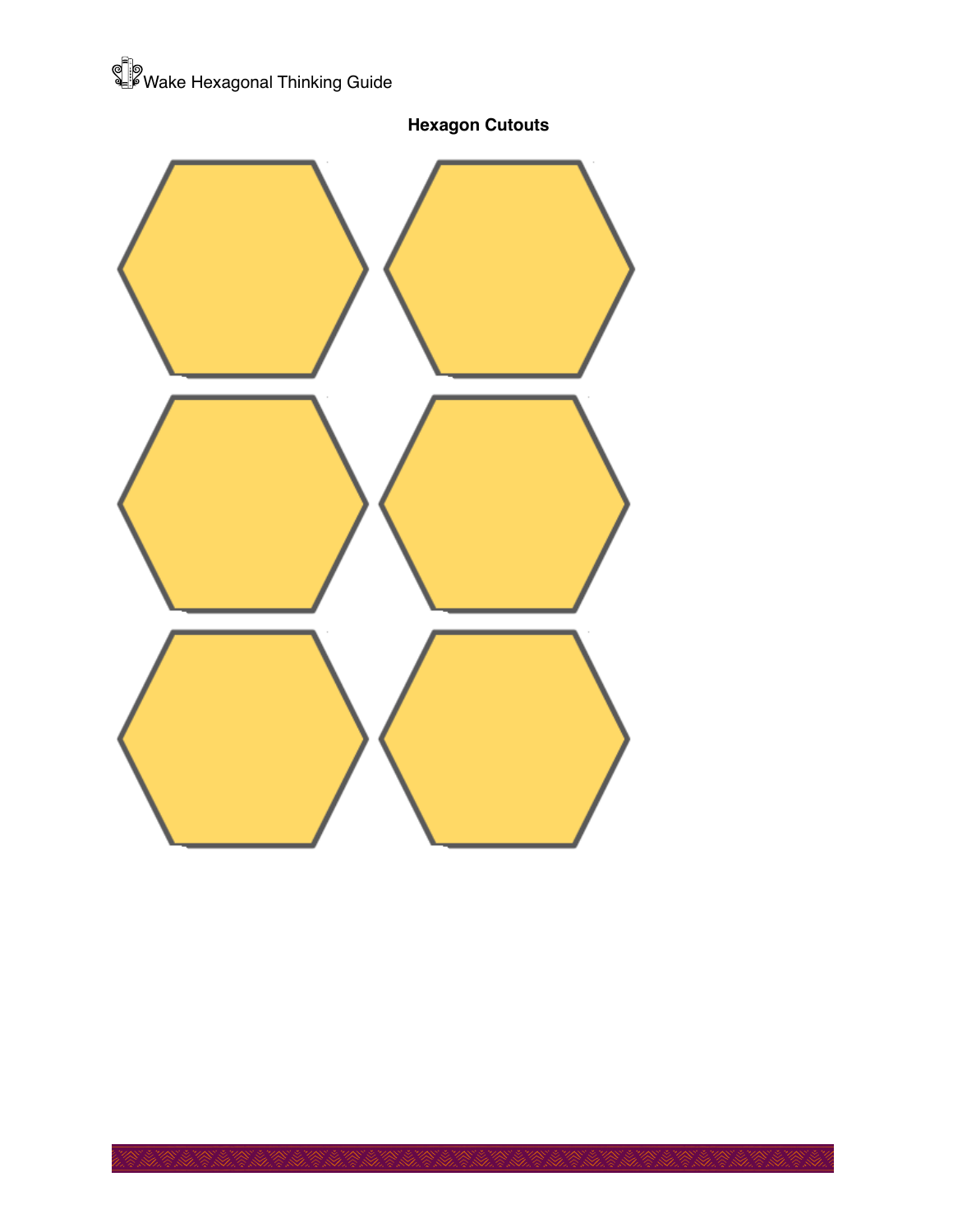**Hexagon Cutouts**